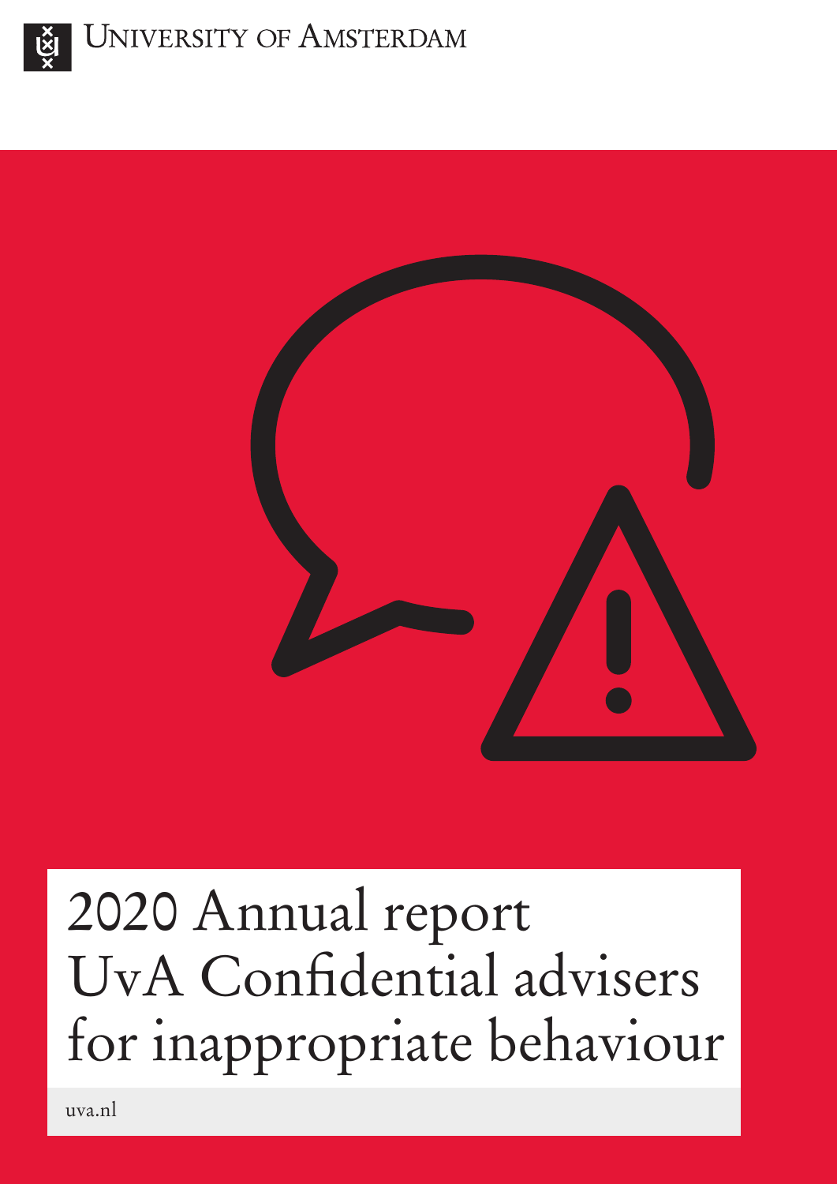University of Amsterdam

# 2020 Annual report UvA Confidential advisers for inappropriate behaviour

uva.nl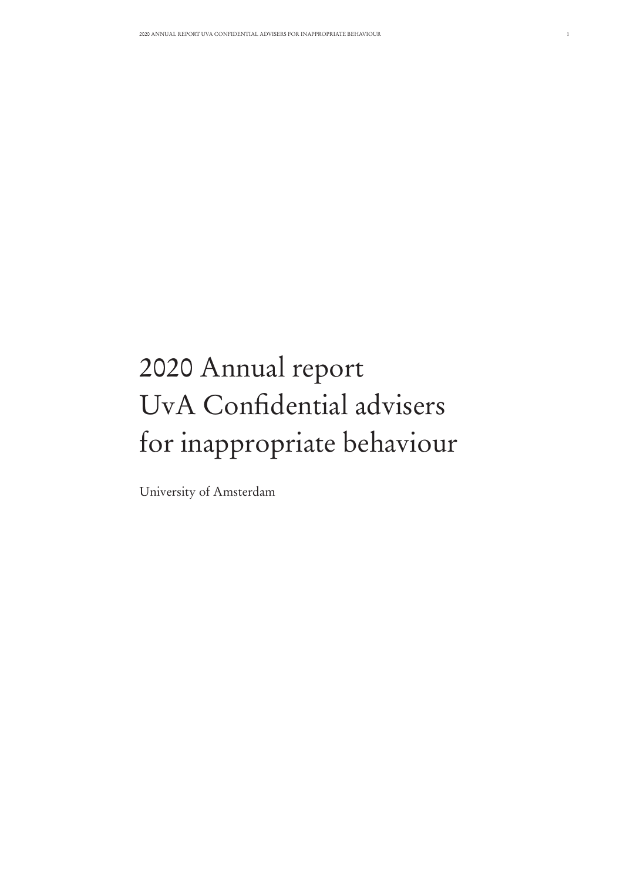# 2020 Annual report UvA Confidential advisers for inappropriate behaviour

University of Amsterdam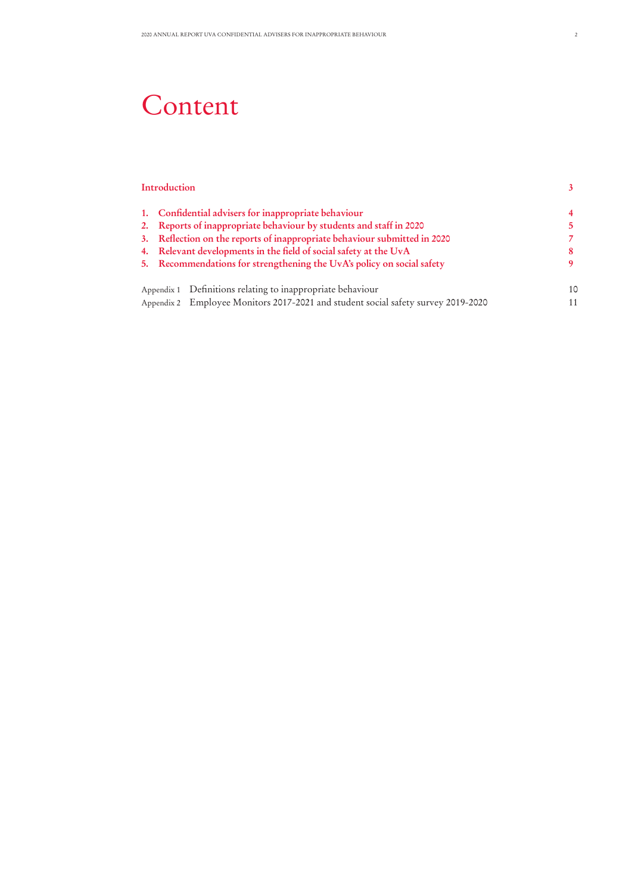# Content

| | | |
|---|---|---|
| **Introduction** | | **3** |
| **1.** | **Confidential advisers for inappropriate behaviour** | **4** |
| **2.** | **Reports of inappropriate behaviour by students and staff in 2020** | **5** |
| **3.** | **Reflection on the reports of inappropriate behaviour submitted in 2020** | **7** |
| **4.** | **Relevant developments in the field of social safety at the UvA** | **8** |
| **5.** | **Recommendations for strengthening the UvA's policy on social safety** | **9** |
| Appendix 1 | Definitions relating to inappropriate behaviour | 10 |
| Appendix 2 | Employee Monitors 2017-2021 and student social safety survey 2019-2020 | 11 |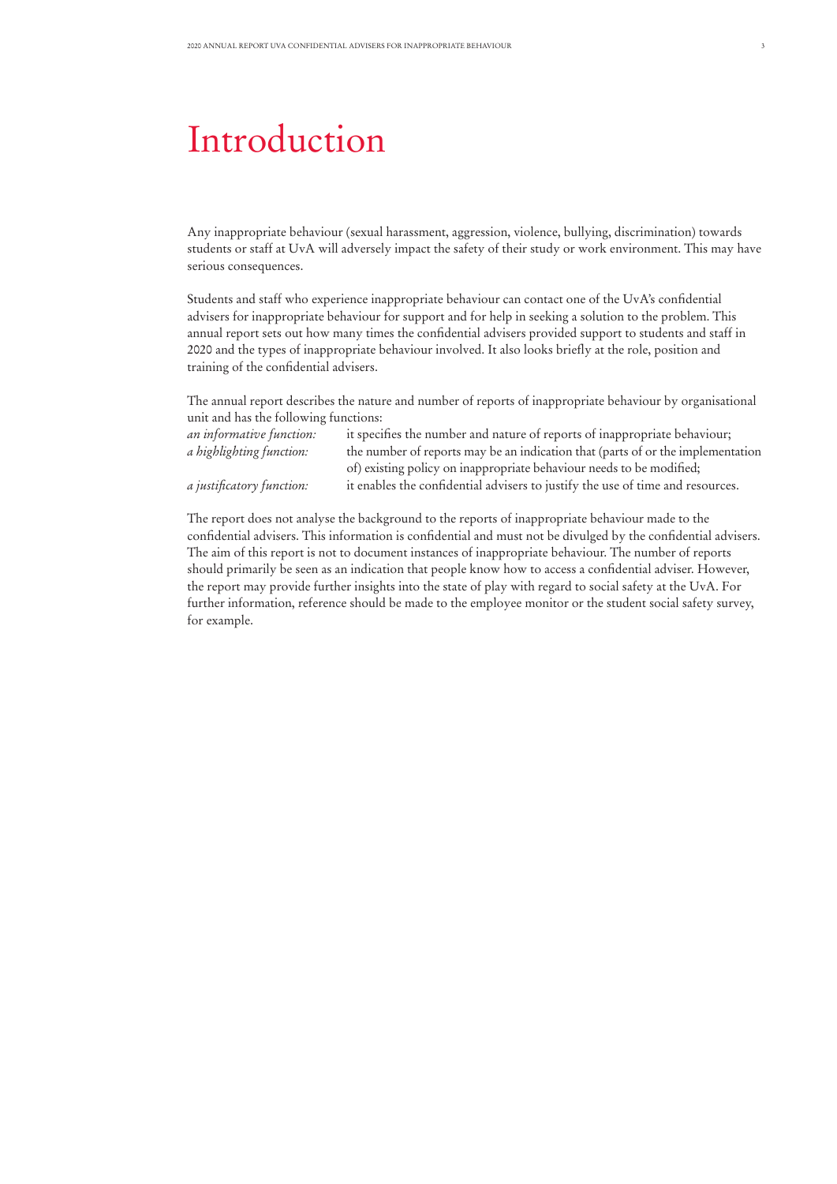# Introduction

Any inappropriate behaviour (sexual harassment, aggression, violence, bullying, discrimination) towards students or staff at UvA will adversely impact the safety of their study or work environment. This may have serious consequences.

Students and staff who experience inappropriate behaviour can contact one of the UvA's confidential advisers for inappropriate behaviour for support and for help in seeking a solution to the problem. This annual report sets out how many times the confidential advisers provided support to students and staff in 2020 and the types of inappropriate behaviour involved. It also looks briefly at the role, position and training of the confidential advisers.

The annual report describes the nature and number of reports of inappropriate behaviour by organisational unit and has the following functions:

*an informative function:* it specifies the number and nature of reports of inappropriate behaviour;
*a highlighting function:* the number of reports may be an indication that (parts of or the implementation of) existing policy on inappropriate behaviour needs to be modified;
*a justificatory function:* it enables the confidential advisers to justify the use of time and resources.

The report does not analyse the background to the reports of inappropriate behaviour made to the confidential advisers. This information is confidential and must not be divulged by the confidential advisers. The aim of this report is not to document instances of inappropriate behaviour. The number of reports should primarily be seen as an indication that people know how to access a confidential adviser. However, the report may provide further insights into the state of play with regard to social safety at the UvA. For further information, reference should be made to the employee monitor or the student social safety survey, for example.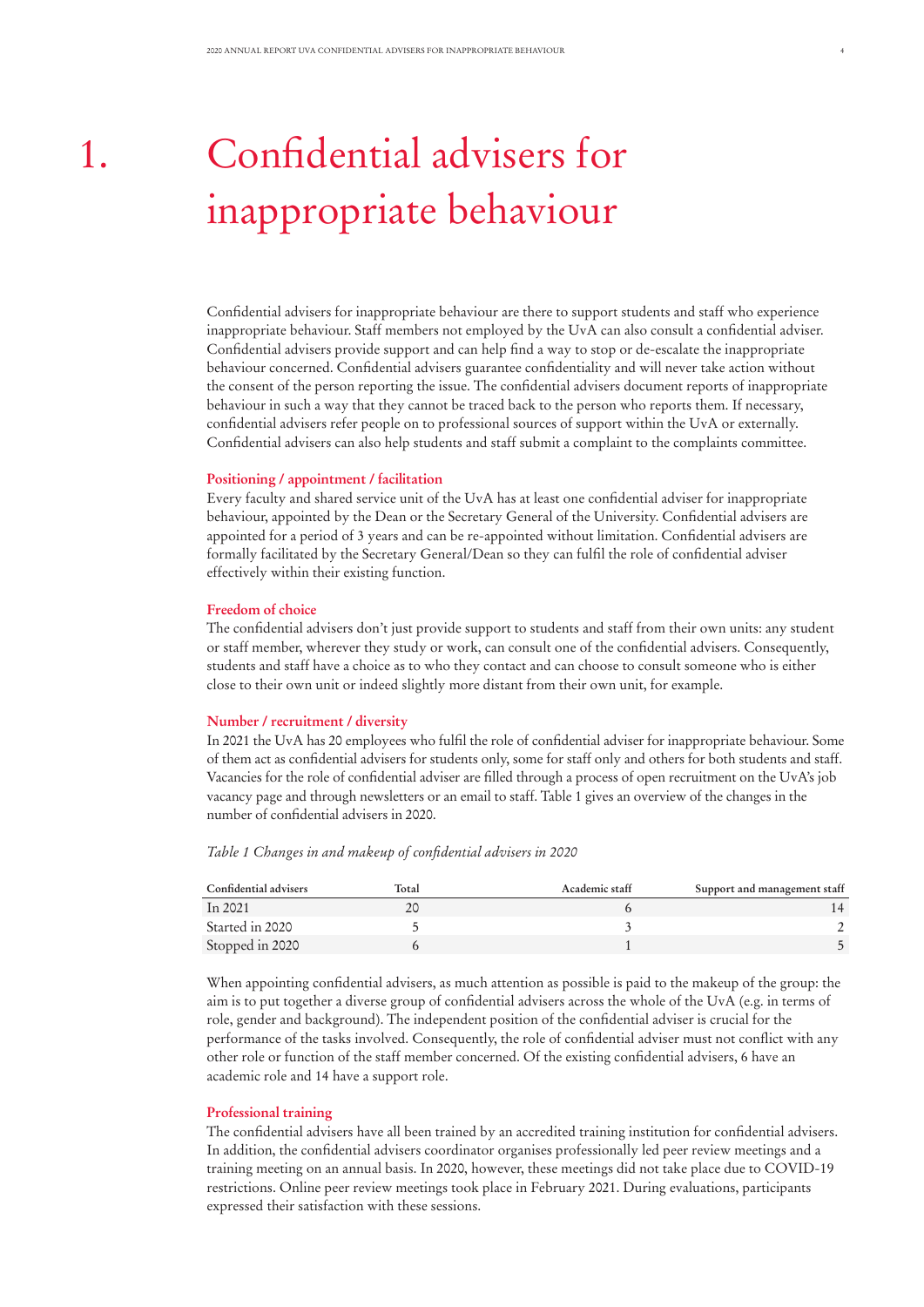# 1. Confidential advisers for inappropriate behaviour

Confidential advisers for inappropriate behaviour are there to support students and staff who experience inappropriate behaviour. Staff members not employed by the UvA can also consult a confidential adviser. Confidential advisers provide support and can help find a way to stop or de-escalate the inappropriate behaviour concerned. Confidential advisers guarantee confidentiality and will never take action without the consent of the person reporting the issue. The confidential advisers document reports of inappropriate behaviour in such a way that they cannot be traced back to the person who reports them. If necessary, confidential advisers refer people on to professional sources of support within the UvA or externally. Confidential advisers can also help students and staff submit a complaint to the complaints committee.

### Positioning / appointment / facilitation

Every faculty and shared service unit of the UvA has at least one confidential adviser for inappropriate behaviour, appointed by the Dean or the Secretary General of the University. Confidential advisers are appointed for a period of 3 years and can be re-appointed without limitation. Confidential advisers are formally facilitated by the Secretary General/Dean so they can fulfil the role of confidential adviser effectively within their existing function.

### Freedom of choice

The confidential advisers don't just provide support to students and staff from their own units: any student or staff member, wherever they study or work, can consult one of the confidential advisers. Consequently, students and staff have a choice as to who they contact and can choose to consult someone who is either close to their own unit or indeed slightly more distant from their own unit, for example.

### Number / recruitment / diversity

In 2021 the UvA has 20 employees who fulfil the role of confidential adviser for inappropriate behaviour. Some of them act as confidential advisers for students only, some for staff only and others for both students and staff. Vacancies for the role of confidential adviser are filled through a process of open recruitment on the UvA's job vacancy page and through newsletters or an email to staff. Table 1 gives an overview of the changes in the number of confidential advisers in 2020.

*Table 1 Changes in and makeup of confidential advisers in 2020*

| Confidential advisers | Total | Academic staff | Support and management staff |
|---|---|---|---|
| In 2021 | 20 | 6 | 14 |
| Started in 2020 | 5 | 3 | 2 |
| Stopped in 2020 | 6 | 1 | 5 |

When appointing confidential advisers, as much attention as possible is paid to the makeup of the group: the aim is to put together a diverse group of confidential advisers across the whole of the UvA (e.g. in terms of role, gender and background). The independent position of the confidential adviser is crucial for the performance of the tasks involved. Consequently, the role of confidential adviser must not conflict with any other role or function of the staff member concerned. Of the existing confidential advisers, 6 have an academic role and 14 have a support role.

### Professional training

The confidential advisers have all been trained by an accredited training institution for confidential advisers. In addition, the confidential advisers coordinator organises professionally led peer review meetings and a training meeting on an annual basis. In 2020, however, these meetings did not take place due to COVID-19 restrictions. Online peer review meetings took place in February 2021. During evaluations, participants expressed their satisfaction with these sessions.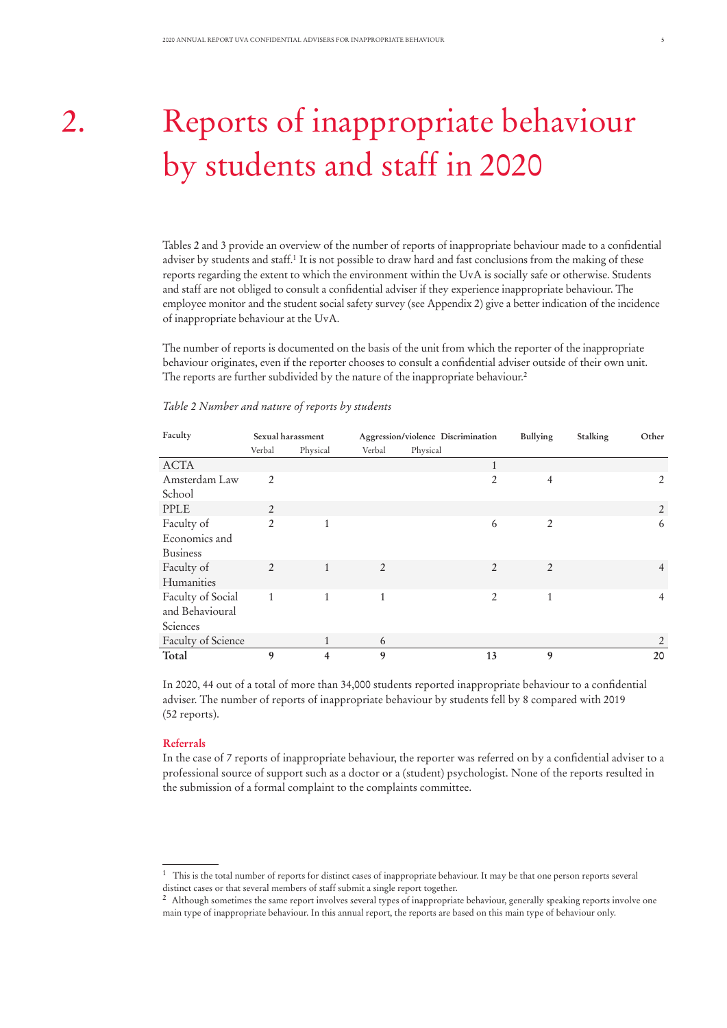# 2. Reports of inappropriate behaviour by students and staff in 2020

Tables 2 and 3 provide an overview of the number of reports of inappropriate behaviour made to a confidential adviser by students and staff.[1] It is not possible to draw hard and fast conclusions from the making of these reports regarding the extent to which the environment within the UvA is socially safe or otherwise. Students and staff are not obliged to consult a confidential adviser if they experience inappropriate behaviour. The employee monitor and the student social safety survey (see Appendix 2) give a better indication of the incidence of inappropriate behaviour at the UvA.

The number of reports is documented on the basis of the unit from which the reporter of the inappropriate behaviour originates, even if the reporter chooses to consult a confidential adviser outside of their own unit. The reports are further subdivided by the nature of the inappropriate behaviour.[2]

*Table 2 Number and nature of reports by students*

| Faculty | Sexual harassment | | Aggression/violence | | Discrimination | Bullying | Stalking | Other |
|---|---|---|---|---|---|---|---|---|
| | Verbal | Physical | Verbal | Physical | | | | |
| ACTA | | | | | 1 | | | |
| Amsterdam Law School | 2 | | | | 2 | 4 | | 2 |
| PPLE | 2 | | | | | | | 2 |
| Faculty of Economics and Business | 2 | 1 | | | 6 | 2 | | 6 |
| Faculty of Humanities | 2 | 1 | 2 | | 2 | 2 | | 4 |
| Faculty of Social and Behavioural Sciences | 1 | 1 | 1 | | 2 | 1 | | 4 |
| Faculty of Science | | 1 | 6 | | | | | 2 |
| **Total** | **9** | **4** | **9** | | **13** | **9** | | **20** |

In 2020, 44 out of a total of more than 34,000 students reported inappropriate behaviour to a confidential adviser. The number of reports of inappropriate behaviour by students fell by 8 compared with 2019 (52 reports).

### Referrals

In the case of 7 reports of inappropriate behaviour, the reporter was referred on by a confidential adviser to a professional source of support such as a doctor or a (student) psychologist. None of the reports resulted in the submission of a formal complaint to the complaints committee.

---

[1] This is the total number of reports for distinct cases of inappropriate behaviour. It may be that one person reports several distinct cases or that several members of staff submit a single report together.

[2] Although sometimes the same report involves several types of inappropriate behaviour, generally speaking reports involve one main type of inappropriate behaviour. In this annual report, the reports are based on this main type of behaviour only.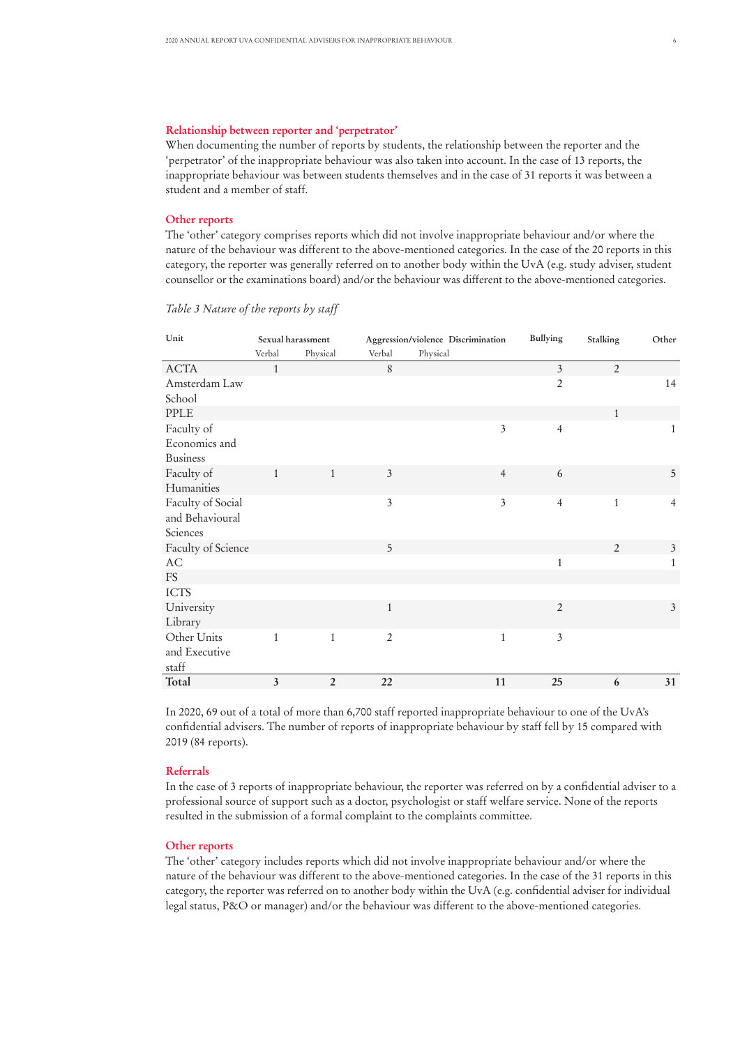### Relationship between reporter and 'perpetrator'

When documenting the number of reports by students, the relationship between the reporter and the 'perpetrator' of the inappropriate behaviour was also taken into account. In the case of 13 reports, the inappropriate behaviour was between students themselves and in the case of 31 reports it was between a student and a member of staff.

### Other reports

The 'other' category comprises reports which did not involve inappropriate behaviour and/or where the nature of the behaviour was different to the above-mentioned categories. In the case of the 20 reports in this category, the reporter was generally referred on to another body within the UvA (e.g. study adviser, student counsellor or the examinations board) and/or the behaviour was different to the above-mentioned categories.

*Table 3 Nature of the reports by staff*

| Unit | Sexual harassment | | Aggression/violence | | Discrimination | Bullying | Stalking | Other |
|---|---|---|---|---|---|---|---|---|
| | Verbal | Physical | Verbal | Physical | | | | |
| ACTA | 1 | | 8 | | | 3 | 2 | |
| Amsterdam Law School | | | | | | 2 | | 14 |
| PPLE | | | | | | | 1 | |
| Faculty of Economics and Business | | | | | 3 | 4 | | 1 |
| Faculty of Humanities | 1 | 1 | 3 | | 4 | 6 | | 5 |
| Faculty of Social and Behavioural Sciences | | | 3 | | 3 | 4 | 1 | 4 |
| Faculty of Science | | | 5 | | | | 2 | 3 |
| AC | | | | | | 1 | | 1 |
| FS | | | | | | | | |
| ICTS | | | | | | | | |
| University Library | | | 1 | | | 2 | | 3 |
| Other Units and Executive staff | 1 | 1 | 2 | | 1 | 3 | | |
| **Total** | **3** | **2** | **22** | | **11** | **25** | **6** | **31** |

In 2020, 69 out of a total of more than 6,700 staff reported inappropriate behaviour to one of the UvA's confidential advisers. The number of reports of inappropriate behaviour by staff fell by 15 compared with 2019 (84 reports).

### Referrals

In the case of 3 reports of inappropriate behaviour, the reporter was referred on by a confidential adviser to a professional source of support such as a doctor, psychologist or staff welfare service. None of the reports resulted in the submission of a formal complaint to the complaints committee.

### Other reports

The 'other' category includes reports which did not involve inappropriate behaviour and/or where the nature of the behaviour was different to the above-mentioned categories. In the case of the 31 reports in this category, the reporter was referred on to another body within the UvA (e.g. confidential adviser for individual legal status, P&O or manager) and/or the behaviour was different to the above-mentioned categories.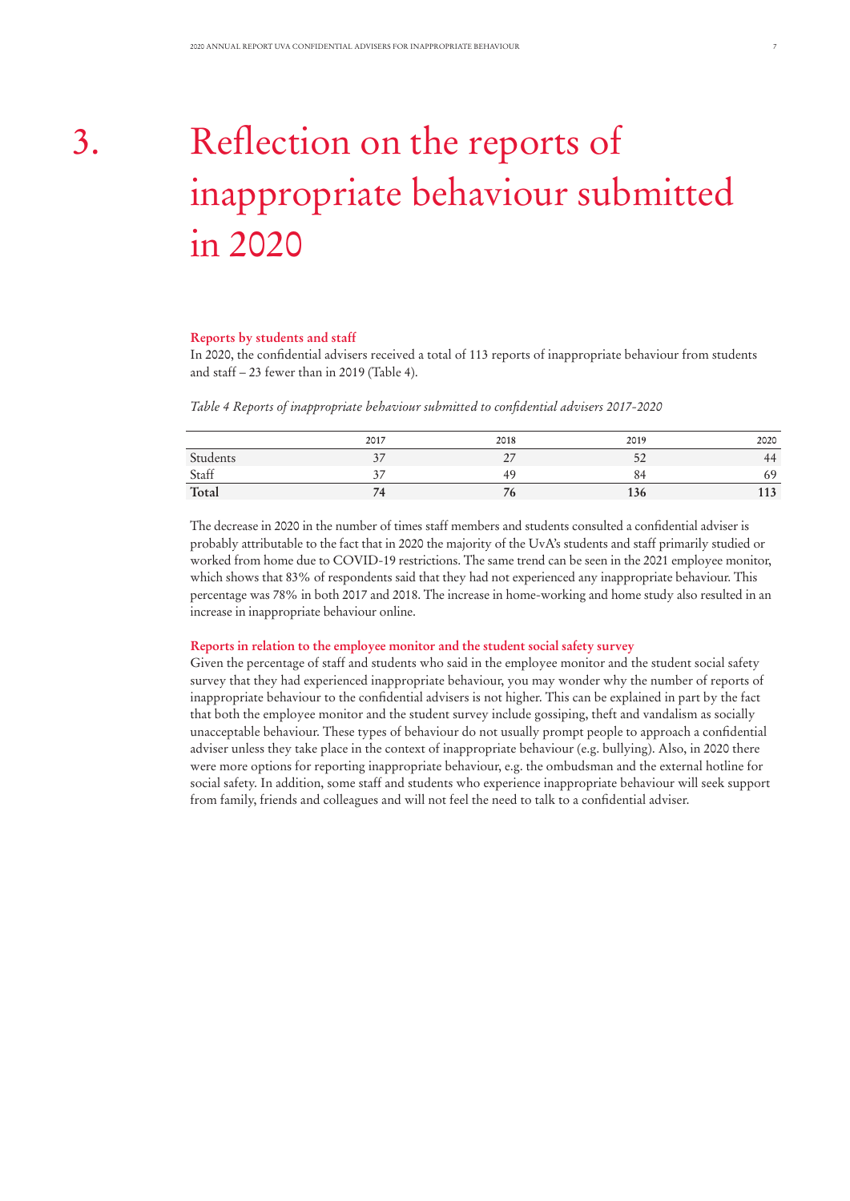# 3. Reflection on the reports of inappropriate behaviour submitted in 2020

### Reports by students and staff

In 2020, the confidential advisers received a total of 113 reports of inappropriate behaviour from students and staff – 23 fewer than in 2019 (Table 4).

*Table 4 Reports of inappropriate behaviour submitted to confidential advisers 2017-2020*

| | 2017 | 2018 | 2019 | 2020 |
|---|---|---|---|---|
| Students | 37 | 27 | 52 | 44 |
| Staff | 37 | 49 | 84 | 69 |
| **Total** | **74** | **76** | **136** | **113** |

The decrease in 2020 in the number of times staff members and students consulted a confidential adviser is probably attributable to the fact that in 2020 the majority of the UvA's students and staff primarily studied or worked from home due to COVID-19 restrictions. The same trend can be seen in the 2021 employee monitor, which shows that 83% of respondents said that they had not experienced any inappropriate behaviour. This percentage was 78% in both 2017 and 2018. The increase in home-working and home study also resulted in an increase in inappropriate behaviour online.

### Reports in relation to the employee monitor and the student social safety survey

Given the percentage of staff and students who said in the employee monitor and the student social safety survey that they had experienced inappropriate behaviour, you may wonder why the number of reports of inappropriate behaviour to the confidential advisers is not higher. This can be explained in part by the fact that both the employee monitor and the student survey include gossiping, theft and vandalism as socially unacceptable behaviour. These types of behaviour do not usually prompt people to approach a confidential adviser unless they take place in the context of inappropriate behaviour (e.g. bullying). Also, in 2020 there were more options for reporting inappropriate behaviour, e.g. the ombudsman and the external hotline for social safety. In addition, some staff and students who experience inappropriate behaviour will seek support from family, friends and colleagues and will not feel the need to talk to a confidential adviser.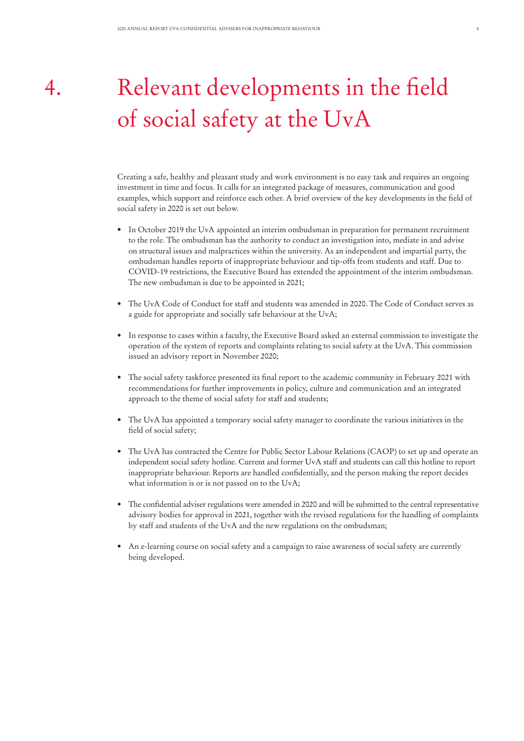# 4. Relevant developments in the field of social safety at the UvA

Creating a safe, healthy and pleasant study and work environment is no easy task and requires an ongoing investment in time and focus. It calls for an integrated package of measures, communication and good examples, which support and reinforce each other. A brief overview of the key developments in the field of social safety in 2020 is set out below.

- In October 2019 the UvA appointed an interim ombudsman in preparation for permanent recruitment to the role. The ombudsman has the authority to conduct an investigation into, mediate in and advise on structural issues and malpractices within the university. As an independent and impartial party, the ombudsman handles reports of inappropriate behaviour and tip-offs from students and staff. Due to COVID-19 restrictions, the Executive Board has extended the appointment of the interim ombudsman. The new ombudsman is due to be appointed in 2021;

- The UvA Code of Conduct for staff and students was amended in 2020. The Code of Conduct serves as a guide for appropriate and socially safe behaviour at the UvA;

- In response to cases within a faculty, the Executive Board asked an external commission to investigate the operation of the system of reports and complaints relating to social safety at the UvA. This commission issued an advisory report in November 2020;

- The social safety taskforce presented its final report to the academic community in February 2021 with recommendations for further improvements in policy, culture and communication and an integrated approach to the theme of social safety for staff and students;

- The UvA has appointed a temporary social safety manager to coordinate the various initiatives in the field of social safety;

- The UvA has contracted the Centre for Public Sector Labour Relations (CAOP) to set up and operate an independent social safety hotline. Current and former UvA staff and students can call this hotline to report inappropriate behaviour. Reports are handled confidentially, and the person making the report decides what information is or is not passed on to the UvA;

- The confidential adviser regulations were amended in 2020 and will be submitted to the central representative advisory bodies for approval in 2021, together with the revised regulations for the handling of complaints by staff and students of the UvA and the new regulations on the ombudsman;

- An e-learning course on social safety and a campaign to raise awareness of social safety are currently being developed.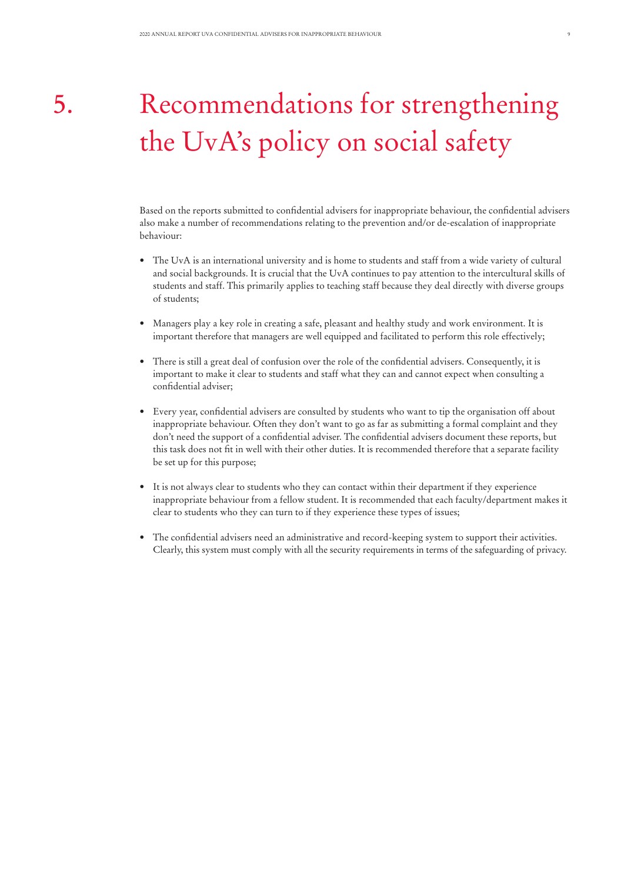# 5. Recommendations for strengthening the UvA's policy on social safety

Based on the reports submitted to confidential advisers for inappropriate behaviour, the confidential advisers also make a number of recommendations relating to the prevention and/or de-escalation of inappropriate behaviour:

- The UvA is an international university and is home to students and staff from a wide variety of cultural and social backgrounds. It is crucial that the UvA continues to pay attention to the intercultural skills of students and staff. This primarily applies to teaching staff because they deal directly with diverse groups of students;

- Managers play a key role in creating a safe, pleasant and healthy study and work environment. It is important therefore that managers are well equipped and facilitated to perform this role effectively;

- There is still a great deal of confusion over the role of the confidential advisers. Consequently, it is important to make it clear to students and staff what they can and cannot expect when consulting a confidential adviser;

- Every year, confidential advisers are consulted by students who want to tip the organisation off about inappropriate behaviour. Often they don't want to go as far as submitting a formal complaint and they don't need the support of a confidential adviser. The confidential advisers document these reports, but this task does not fit in well with their other duties. It is recommended therefore that a separate facility be set up for this purpose;

- It is not always clear to students who they can contact within their department if they experience inappropriate behaviour from a fellow student. It is recommended that each faculty/department makes it clear to students who they can turn to if they experience these types of issues;

- The confidential advisers need an administrative and record-keeping system to support their activities. Clearly, this system must comply with all the security requirements in terms of the safeguarding of privacy.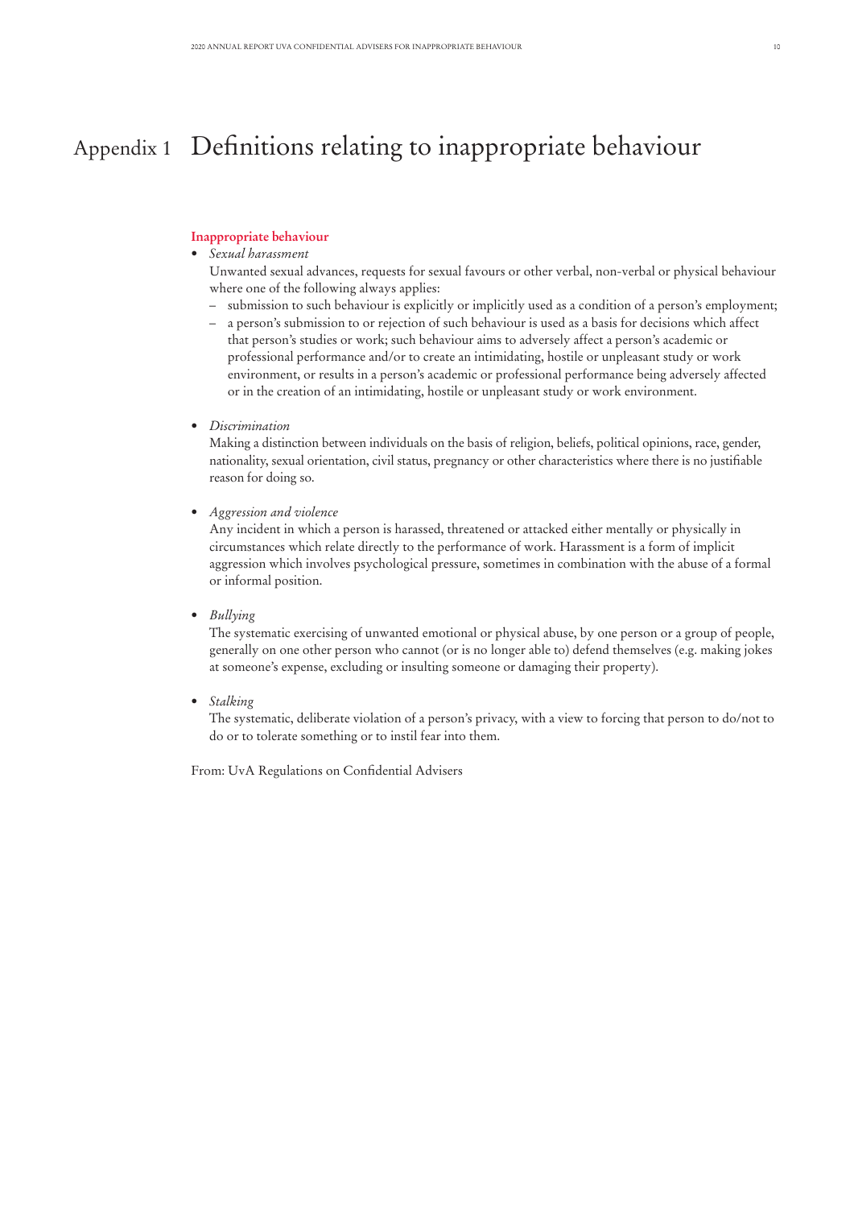# Appendix 1 Definitions relating to inappropriate behaviour

**Inappropriate behaviour**

- *Sexual harassment*
  Unwanted sexual advances, requests for sexual favours or other verbal, non-verbal or physical behaviour where one of the following always applies:
  - submission to such behaviour is explicitly or implicitly used as a condition of a person's employment;
  - a person's submission to or rejection of such behaviour is used as a basis for decisions which affect that person's studies or work; such behaviour aims to adversely affect a person's academic or professional performance and/or to create an intimidating, hostile or unpleasant study or work environment, or results in a person's academic or professional performance being adversely affected or in the creation of an intimidating, hostile or unpleasant study or work environment.

- *Discrimination*
  Making a distinction between individuals on the basis of religion, beliefs, political opinions, race, gender, nationality, sexual orientation, civil status, pregnancy or other characteristics where there is no justifiable reason for doing so.

- *Aggression and violence*
  Any incident in which a person is harassed, threatened or attacked either mentally or physically in circumstances which relate directly to the performance of work. Harassment is a form of implicit aggression which involves psychological pressure, sometimes in combination with the abuse of a formal or informal position.

- *Bullying*
  The systematic exercising of unwanted emotional or physical abuse, by one person or a group of people, generally on one other person who cannot (or is no longer able to) defend themselves (e.g. making jokes at someone's expense, excluding or insulting someone or damaging their property).

- *Stalking*
  The systematic, deliberate violation of a person's privacy, with a view to forcing that person to do/not to do or to tolerate something or to instil fear into them.

From: UvA Regulations on Confidential Advisers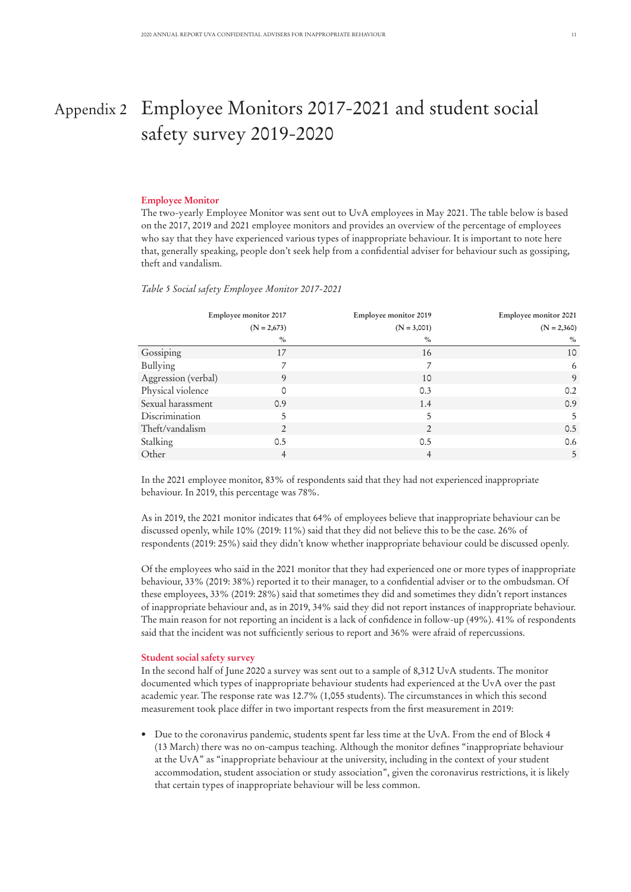# Appendix 2 Employee Monitors 2017-2021 and student social safety survey 2019-2020

### Employee Monitor

The two-yearly Employee Monitor was sent out to UvA employees in May 2021. The table below is based on the 2017, 2019 and 2021 employee monitors and provides an overview of the percentage of employees who say that they have experienced various types of inappropriate behaviour. It is important to note here that, generally speaking, people don't seek help from a confidential adviser for behaviour such as gossiping, theft and vandalism.

*Table 5 Social safety Employee Monitor 2017-2021*

| | Employee monitor 2017 (N = 2,673) | Employee monitor 2019 (N = 3,001) | Employee monitor 2021 (N = 2,360) |
|---|---|---|---|
| | % | % | % |
| Gossiping | 17 | 16 | 10 |
| Bullying | 7 | 7 | 6 |
| Aggression (verbal) | 9 | 10 | 9 |
| Physical violence | 0 | 0.3 | 0.2 |
| Sexual harassment | 0.9 | 1.4 | 0.9 |
| Discrimination | 5 | 5 | 5 |
| Theft/vandalism | 2 | 2 | 0.5 |
| Stalking | 0.5 | 0.5 | 0.6 |
| Other | 4 | 4 | 5 |

In the 2021 employee monitor, 83% of respondents said that they had not experienced inappropriate behaviour. In 2019, this percentage was 78%.

As in 2019, the 2021 monitor indicates that 64% of employees believe that inappropriate behaviour can be discussed openly, while 10% (2019: 11%) said that they did not believe this to be the case. 26% of respondents (2019: 25%) said they didn't know whether inappropriate behaviour could be discussed openly.

Of the employees who said in the 2021 monitor that they had experienced one or more types of inappropriate behaviour, 33% (2019: 38%) reported it to their manager, to a confidential adviser or to the ombudsman. Of these employees, 33% (2019: 28%) said that sometimes they did and sometimes they didn't report instances of inappropriate behaviour and, as in 2019, 34% said they did not report instances of inappropriate behaviour. The main reason for not reporting an incident is a lack of confidence in follow-up (49%). 41% of respondents said that the incident was not sufficiently serious to report and 36% were afraid of repercussions.

### Student social safety survey

In the second half of June 2020 a survey was sent out to a sample of 8,312 UvA students. The monitor documented which types of inappropriate behaviour students had experienced at the UvA over the past academic year. The response rate was 12.7% (1,055 students). The circumstances in which this second measurement took place differ in two important respects from the first measurement in 2019:

- Due to the coronavirus pandemic, students spent far less time at the UvA. From the end of Block 4 (13 March) there was no on-campus teaching. Although the monitor defines "inappropriate behaviour at the UvA" as "inappropriate behaviour at the university, including in the context of your student accommodation, student association or study association", given the coronavirus restrictions, it is likely that certain types of inappropriate behaviour will be less common.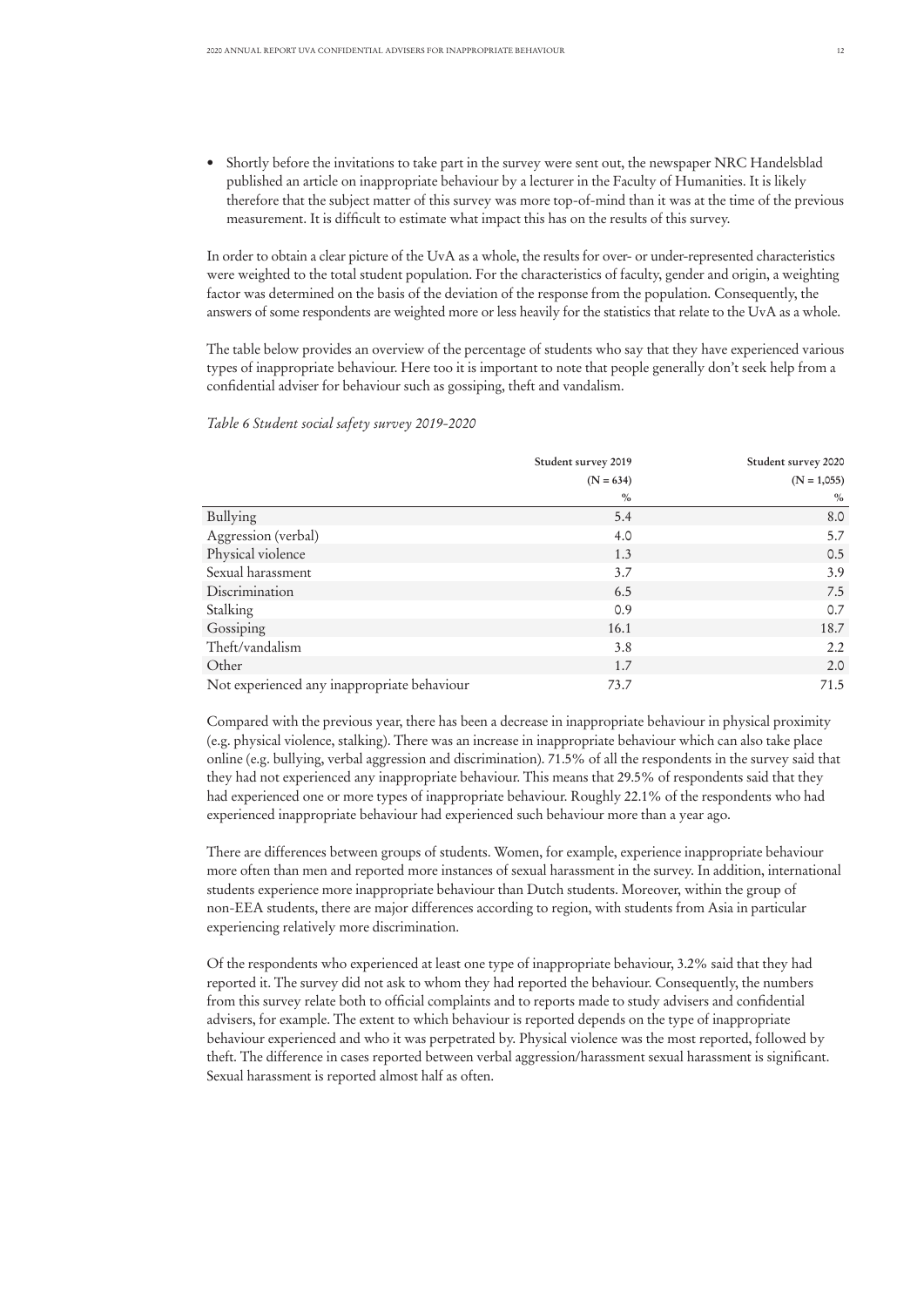- Shortly before the invitations to take part in the survey were sent out, the newspaper NRC Handelsblad published an article on inappropriate behaviour by a lecturer in the Faculty of Humanities. It is likely therefore that the subject matter of this survey was more top-of-mind than it was at the time of the previous measurement. It is difficult to estimate what impact this has on the results of this survey.

In order to obtain a clear picture of the UvA as a whole, the results for over- or under-represented characteristics were weighted to the total student population. For the characteristics of faculty, gender and origin, a weighting factor was determined on the basis of the deviation of the response from the population. Consequently, the answers of some respondents are weighted more or less heavily for the statistics that relate to the UvA as a whole.

The table below provides an overview of the percentage of students who say that they have experienced various types of inappropriate behaviour. Here too it is important to note that people generally don't seek help from a confidential adviser for behaviour such as gossiping, theft and vandalism.

*Table 6 Student social safety survey 2019-2020*

| | Student survey 2019 (N = 634) % | Student survey 2020 (N = 1,055) % |
|---|---|---|
| Bullying | 5.4 | 8.0 |
| Aggression (verbal) | 4.0 | 5.7 |
| Physical violence | 1.3 | 0.5 |
| Sexual harassment | 3.7 | 3.9 |
| Discrimination | 6.5 | 7.5 |
| Stalking | 0.9 | 0.7 |
| Gossiping | 16.1 | 18.7 |
| Theft/vandalism | 3.8 | 2.2 |
| Other | 1.7 | 2.0 |
| Not experienced any inappropriate behaviour | 73.7 | 71.5 |

Compared with the previous year, there has been a decrease in inappropriate behaviour in physical proximity (e.g. physical violence, stalking). There was an increase in inappropriate behaviour which can also take place online (e.g. bullying, verbal aggression and discrimination). 71.5% of all the respondents in the survey said that they had not experienced any inappropriate behaviour. This means that 29.5% of respondents said that they had experienced one or more types of inappropriate behaviour. Roughly 22.1% of the respondents who had experienced inappropriate behaviour had experienced such behaviour more than a year ago.

There are differences between groups of students. Women, for example, experience inappropriate behaviour more often than men and reported more instances of sexual harassment in the survey. In addition, international students experience more inappropriate behaviour than Dutch students. Moreover, within the group of non-EEA students, there are major differences according to region, with students from Asia in particular experiencing relatively more discrimination.

Of the respondents who experienced at least one type of inappropriate behaviour, 3.2% said that they had reported it. The survey did not ask to whom they had reported the behaviour. Consequently, the numbers from this survey relate both to official complaints and to reports made to study advisers and confidential advisers, for example. The extent to which behaviour is reported depends on the type of inappropriate behaviour experienced and who it was perpetrated by. Physical violence was the most reported, followed by theft. The difference in cases reported between verbal aggression/harassment sexual harassment is significant. Sexual harassment is reported almost half as often.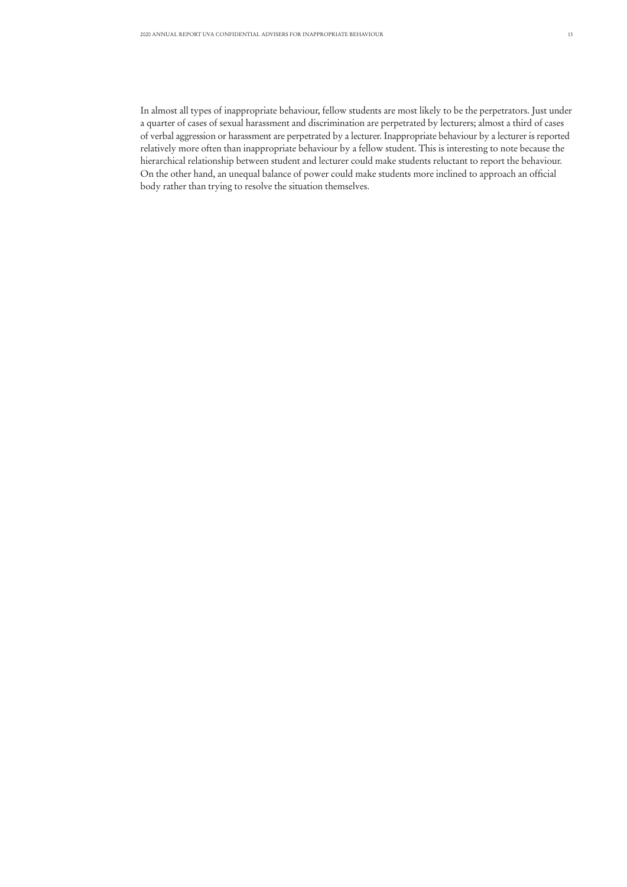In almost all types of inappropriate behaviour, fellow students are most likely to be the perpetrators. Just under a quarter of cases of sexual harassment and discrimination are perpetrated by lecturers; almost a third of cases of verbal aggression or harassment are perpetrated by a lecturer. Inappropriate behaviour by a lecturer is reported relatively more often than inappropriate behaviour by a fellow student. This is interesting to note because the hierarchical relationship between student and lecturer could make students reluctant to report the behaviour. On the other hand, an unequal balance of power could make students more inclined to approach an official body rather than trying to resolve the situation themselves.